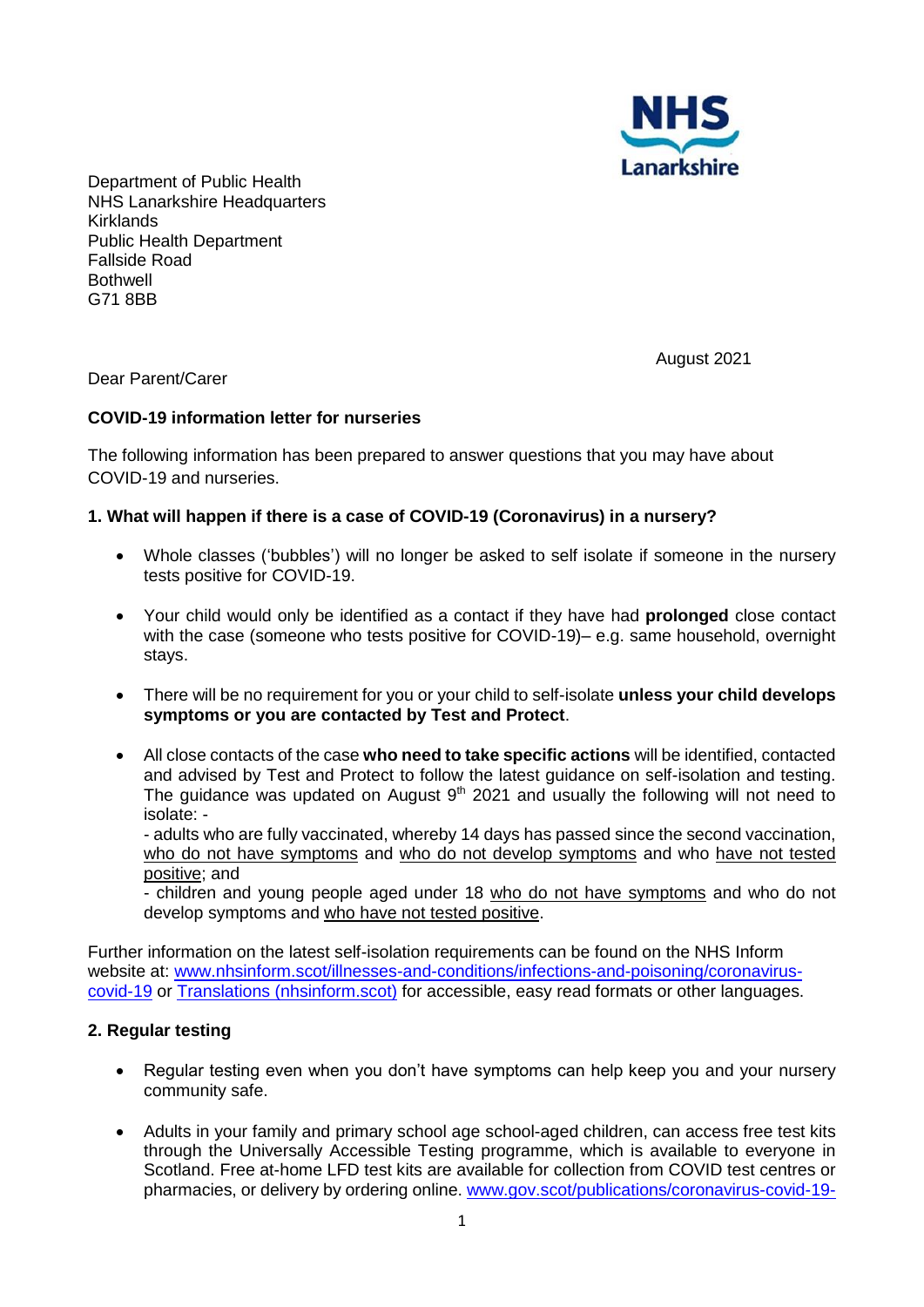Department of Public Health
NHS Lanarkshire Headquarters
Kirklands
Public Health Department
Fallside Road
Bothwell
G71 8BB

August 2021

Dear Parent/Carer

**COVID-19 information letter for nurseries**

The following information has been prepared to answer questions that you may have about COVID-19 and nurseries.

**1. What will happen if there is a case of COVID-19 (Coronavirus) in a nursery?**

- Whole classes ('bubbles') will no longer be asked to self isolate if someone in the nursery tests positive for COVID-19.
- Your child would only be identified as a contact if they have had **prolonged** close contact with the case (someone who tests positive for COVID-19)– e.g. same household, overnight stays.
- There will be no requirement for you or your child to self-isolate **unless your child develops symptoms or you are contacted by Test and Protect**.
- All close contacts of the case **who need to take specific actions** will be identified, contacted and advised by Test and Protect to follow the latest guidance on self-isolation and testing. The guidance was updated on August 9th 2021 and usually the following will not need to isolate: -
  - adults who are fully vaccinated, whereby 14 days has passed since the second vaccination, who do not have symptoms and who do not develop symptoms and who have not tested positive; and
  - children and young people aged under 18 who do not have symptoms and who do not develop symptoms and who have not tested positive.

Further information on the latest self-isolation requirements can be found on the NHS Inform website at: [www.nhsinform.scot/illnesses-and-conditions/infections-and-poisoning/coronavirus-covid-19](www.nhsinform.scot/illnesses-and-conditions/infections-and-poisoning/coronavirus-covid-19) or [Translations (nhsinform.scot)](nhsinform.scot) for accessible, easy read formats or other languages.

**2. Regular testing**

- Regular testing even when you don't have symptoms can help keep you and your nursery community safe.
- Adults in your family and primary school age school-aged children, can access free test kits through the Universally Accessible Testing programme, which is available to everyone in Scotland. Free at-home LFD test kits are available for collection from COVID test centres or pharmacies, or delivery by ordering online. www.gov.scot/publications/coronavirus-covid-19-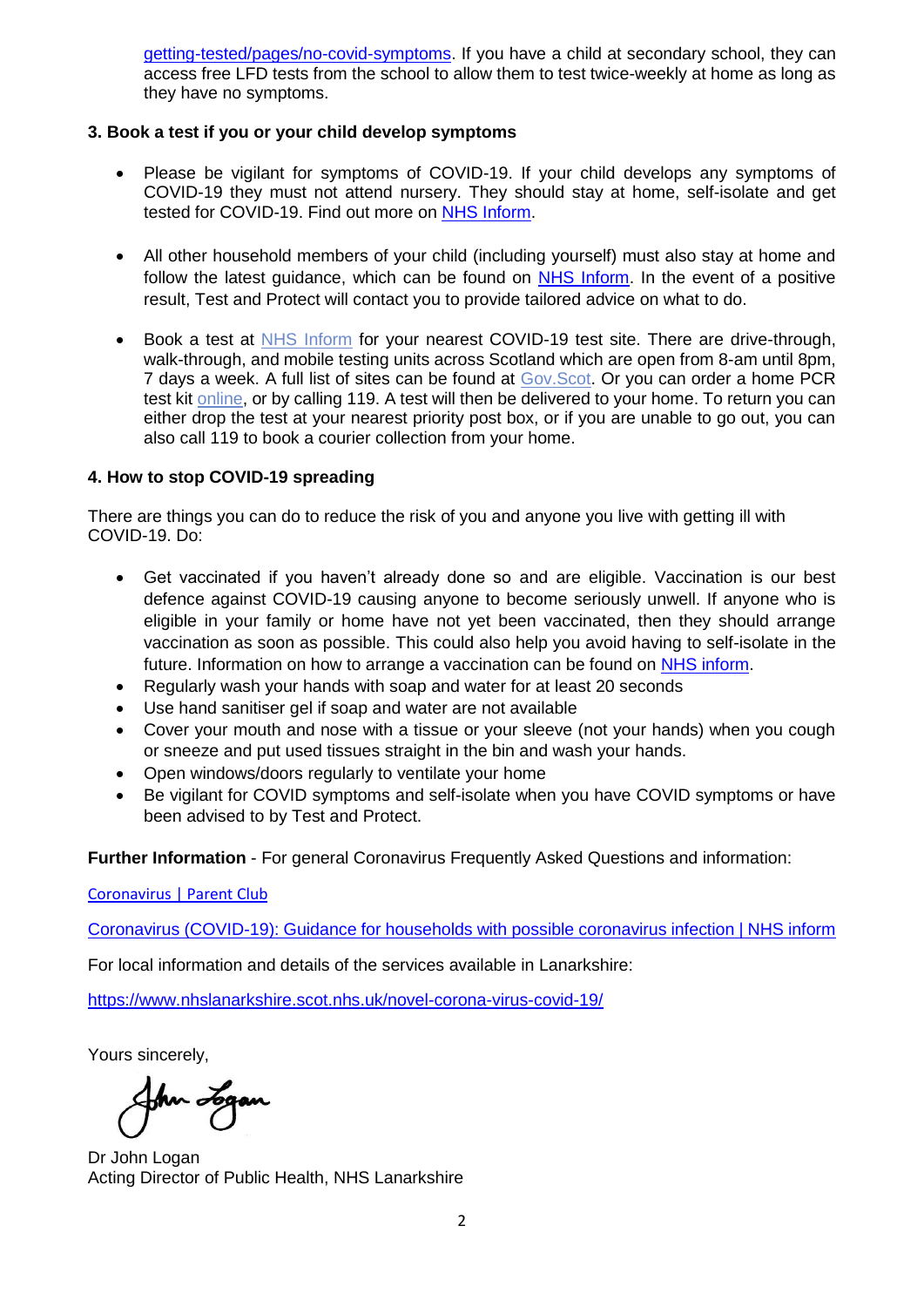getting-tested/pages/no-covid-symptoms. If you have a child at secondary school, they can access free LFD tests from the school to allow them to test twice-weekly at home as long as they have no symptoms.

**3. Book a test if you or your child develop symptoms**

- Please be vigilant for symptoms of COVID-19. If your child develops any symptoms of COVID-19 they must not attend nursery. They should stay at home, self-isolate and get tested for COVID-19. Find out more on NHS Inform.

- All other household members of your child (including yourself) must also stay at home and follow the latest guidance, which can be found on NHS Inform. In the event of a positive result, Test and Protect will contact you to provide tailored advice on what to do.

- Book a test at NHS Inform for your nearest COVID-19 test site. There are drive-through, walk-through, and mobile testing units across Scotland which are open from 8-am until 8pm, 7 days a week. A full list of sites can be found at Gov.Scot. Or you can order a home PCR test kit online, or by calling 119. A test will then be delivered to your home. To return you can either drop the test at your nearest priority post box, or if you are unable to go out, you can also call 119 to book a courier collection from your home.

**4. How to stop COVID-19 spreading**

There are things you can do to reduce the risk of you and anyone you live with getting ill with COVID-19. Do:

- Get vaccinated if you haven't already done so and are eligible. Vaccination is our best defence against COVID-19 causing anyone to become seriously unwell. If anyone who is eligible in your family or home have not yet been vaccinated, then they should arrange vaccination as soon as possible. This could also help you avoid having to self-isolate in the future. Information on how to arrange a vaccination can be found on NHS inform.
- Regularly wash your hands with soap and water for at least 20 seconds
- Use hand sanitiser gel if soap and water are not available
- Cover your mouth and nose with a tissue or your sleeve (not your hands) when you cough or sneeze and put used tissues straight in the bin and wash your hands.
- Open windows/doors regularly to ventilate your home
- Be vigilant for COVID symptoms and self-isolate when you have COVID symptoms or have been advised to by Test and Protect.

**Further Information** - For general Coronavirus Frequently Asked Questions and information:

Coronavirus | Parent Club

Coronavirus (COVID-19): Guidance for households with possible coronavirus infection | NHS inform

For local information and details of the services available in Lanarkshire:

https://www.nhslanarkshire.scot.nhs.uk/novel-corona-virus-covid-19/

Yours sincerely,

Dr John Logan
Acting Director of Public Health, NHS Lanarkshire